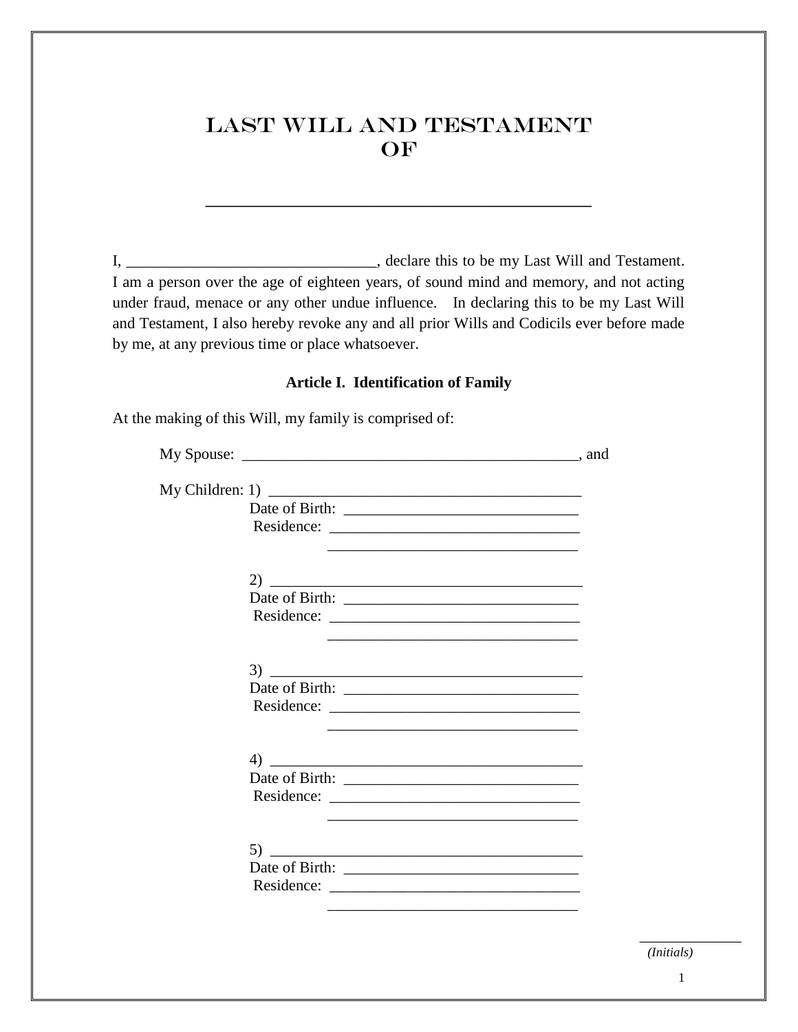# LAST WILL AND TESTAMENT OF

\_\_\_\_\_\_\_\_\_\_\_\_\_\_\_\_\_\_\_\_\_\_\_\_\_\_\_\_\_\_\_\_\_\_\_\_\_\_\_\_\_\_\_\_

I, \_\_\_\_\_\_\_\_\_\_\_\_\_\_\_\_\_\_\_\_\_\_\_\_\_\_\_\_\_\_\_\_, declare this to be my Last Will and Testament. I am a person over the age of eighteen years, of sound mind and memory, and not acting under fraud, menace or any other undue influence. In declaring this to be my Last Will and Testament, I also hereby revoke any and all prior Wills and Codicils ever before made by me, at any previous time or place whatsoever.

**Article I. Identification of Family**

At the making of this Will, my family is comprised of:

My Spouse: \_\_\_\_\_\_\_\_\_\_\_\_\_\_\_\_\_\_\_\_\_\_\_\_\_\_\_\_\_\_\_\_\_\_\_\_\_\_\_\_\_\_\_\_, and

My Children: 1) \_\_\_\_\_\_\_\_\_\_\_\_\_\_\_\_\_\_\_\_\_\_\_\_\_\_\_\_\_\_\_\_\_\_\_\_\_\_\_\_\_
Date of Birth: \_\_\_\_\_\_\_\_\_\_\_\_\_\_\_\_\_\_\_\_\_\_\_\_\_\_\_\_\_\_
Residence: \_\_\_\_\_\_\_\_\_\_\_\_\_\_\_\_\_\_\_\_\_\_\_\_\_\_\_\_\_\_\_\_
\_\_\_\_\_\_\_\_\_\_\_\_\_\_\_\_\_\_\_\_\_\_\_\_\_\_\_\_\_\_\_\_

2) \_\_\_\_\_\_\_\_\_\_\_\_\_\_\_\_\_\_\_\_\_\_\_\_\_\_\_\_\_\_\_\_\_\_\_\_\_\_\_\_\_
Date of Birth: \_\_\_\_\_\_\_\_\_\_\_\_\_\_\_\_\_\_\_\_\_\_\_\_\_\_\_\_\_\_
Residence: \_\_\_\_\_\_\_\_\_\_\_\_\_\_\_\_\_\_\_\_\_\_\_\_\_\_\_\_\_\_\_\_
\_\_\_\_\_\_\_\_\_\_\_\_\_\_\_\_\_\_\_\_\_\_\_\_\_\_\_\_\_\_\_\_

3) \_\_\_\_\_\_\_\_\_\_\_\_\_\_\_\_\_\_\_\_\_\_\_\_\_\_\_\_\_\_\_\_\_\_\_\_\_\_\_\_\_
Date of Birth: \_\_\_\_\_\_\_\_\_\_\_\_\_\_\_\_\_\_\_\_\_\_\_\_\_\_\_\_\_\_
Residence: \_\_\_\_\_\_\_\_\_\_\_\_\_\_\_\_\_\_\_\_\_\_\_\_\_\_\_\_\_\_\_\_
\_\_\_\_\_\_\_\_\_\_\_\_\_\_\_\_\_\_\_\_\_\_\_\_\_\_\_\_\_\_\_\_

4) \_\_\_\_\_\_\_\_\_\_\_\_\_\_\_\_\_\_\_\_\_\_\_\_\_\_\_\_\_\_\_\_\_\_\_\_\_\_\_\_\_
Date of Birth: \_\_\_\_\_\_\_\_\_\_\_\_\_\_\_\_\_\_\_\_\_\_\_\_\_\_\_\_\_\_
Residence: \_\_\_\_\_\_\_\_\_\_\_\_\_\_\_\_\_\_\_\_\_\_\_\_\_\_\_\_\_\_\_\_
\_\_\_\_\_\_\_\_\_\_\_\_\_\_\_\_\_\_\_\_\_\_\_\_\_\_\_\_\_\_\_\_

5) \_\_\_\_\_\_\_\_\_\_\_\_\_\_\_\_\_\_\_\_\_\_\_\_\_\_\_\_\_\_\_\_\_\_\_\_\_\_\_\_\_
Date of Birth: \_\_\_\_\_\_\_\_\_\_\_\_\_\_\_\_\_\_\_\_\_\_\_\_\_\_\_\_\_\_
Residence: \_\_\_\_\_\_\_\_\_\_\_\_\_\_\_\_\_\_\_\_\_\_\_\_\_\_\_\_\_\_\_\_
\_\_\_\_\_\_\_\_\_\_\_\_\_\_\_\_\_\_\_\_\_\_\_\_\_\_\_\_\_\_\_\_

\_\_\_\_\_\_\_\_\_\_\_\_\_\_
*(Initials)*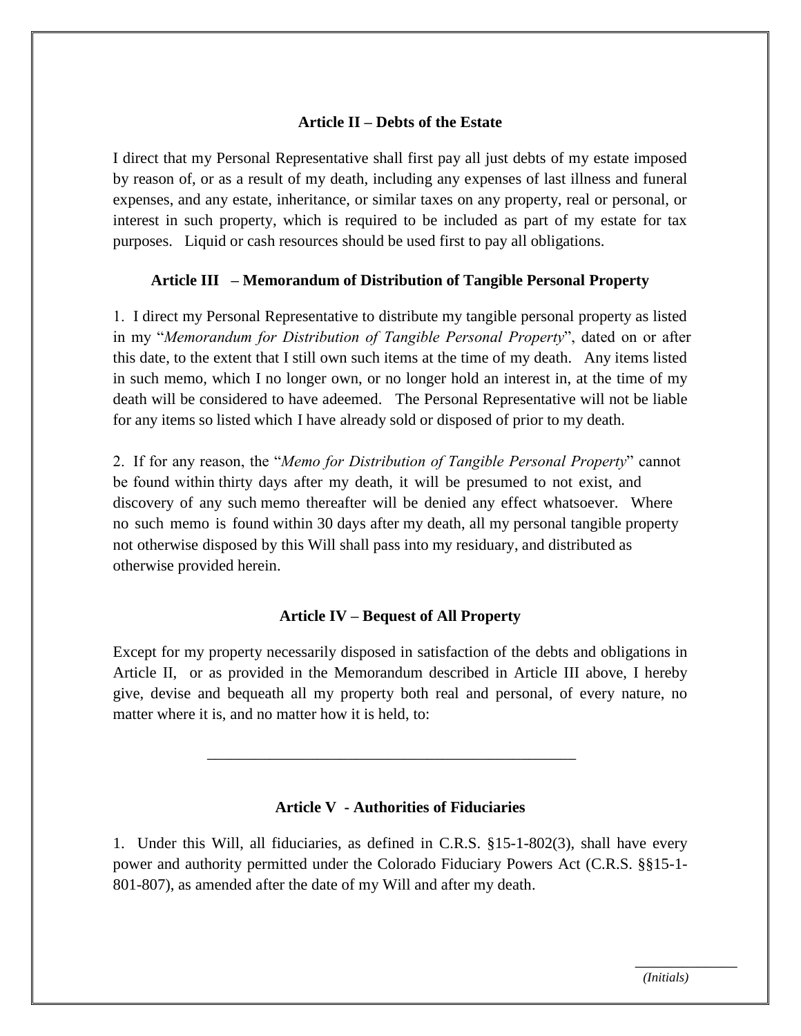### Article II – Debts of the Estate

I direct that my Personal Representative shall first pay all just debts of my estate imposed by reason of, or as a result of my death, including any expenses of last illness and funeral expenses, and any estate, inheritance, or similar taxes on any property, real or personal, or interest in such property, which is required to be included as part of my estate for tax purposes. Liquid or cash resources should be used first to pay all obligations.

### Article III – Memorandum of Distribution of Tangible Personal Property

1. I direct my Personal Representative to distribute my tangible personal property as listed in my "*Memorandum for Distribution of Tangible Personal Property*", dated on or after this date, to the extent that I still own such items at the time of my death. Any items listed in such memo, which I no longer own, or no longer hold an interest in, at the time of my death will be considered to have adeemed. The Personal Representative will not be liable for any items so listed which I have already sold or disposed of prior to my death.

2. If for any reason, the "*Memo for Distribution of Tangible Personal Property*" cannot be found within thirty days after my death, it will be presumed to not exist, and discovery of any such memo thereafter will be denied any effect whatsoever. Where no such memo is found within 30 days after my death, all my personal tangible property not otherwise disposed by this Will shall pass into my residuary, and distributed as otherwise provided herein.

### Article IV – Bequest of All Property

Except for my property necessarily disposed in satisfaction of the debts and obligations in Article II, or as provided in the Memorandum described in Article III above, I hereby give, devise and bequeath all my property both real and personal, of every nature, no matter where it is, and no matter how it is held, to:

\_\_\_\_\_\_\_\_\_\_\_\_\_\_\_\_\_\_\_\_\_\_\_\_\_\_\_\_\_\_\_\_\_\_\_\_\_\_\_\_\_\_\_\_\_\_\_\_

### Article V - Authorities of Fiduciaries

1. Under this Will, all fiduciaries, as defined in C.R.S. §15-1-802(3), shall have every power and authority permitted under the Colorado Fiduciary Powers Act (C.R.S. §§15-1-801-807), as amended after the date of my Will and after my death.

\_\_\_\_\_\_\_\_\_\_\_\_\_\_\_
*(Initials)*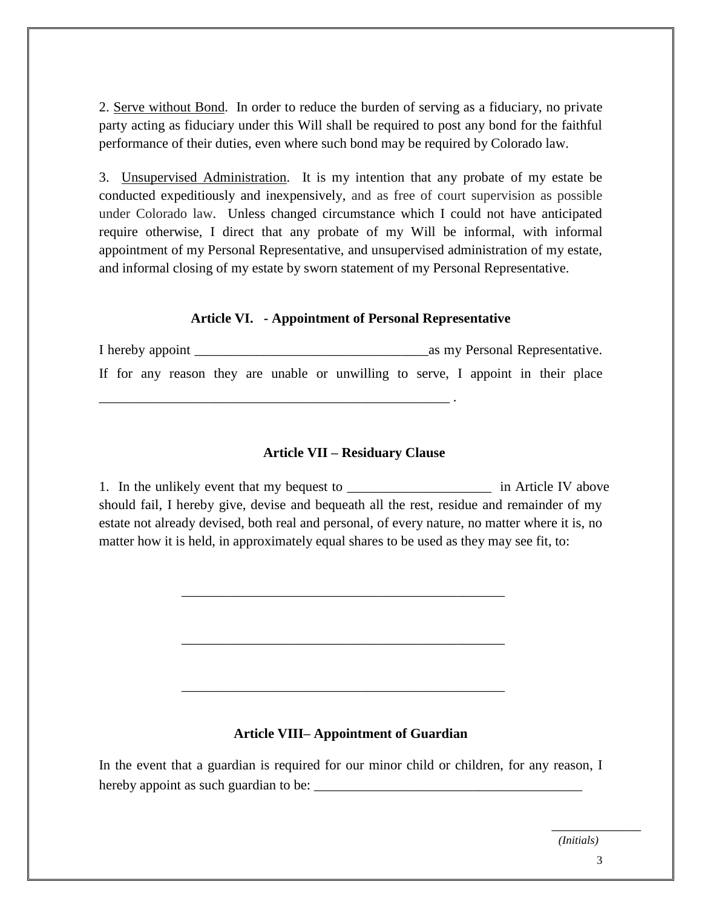2. Serve without Bond. In order to reduce the burden of serving as a fiduciary, no private party acting as fiduciary under this Will shall be required to post any bond for the faithful performance of their duties, even where such bond may be required by Colorado law.

3. Unsupervised Administration. It is my intention that any probate of my estate be conducted expeditiously and inexpensively, and as free of court supervision as possible under Colorado law. Unless changed circumstance which I could not have anticipated require otherwise, I direct that any probate of my Will be informal, with informal appointment of my Personal Representative, and unsupervised administration of my estate, and informal closing of my estate by sworn statement of my Personal Representative.

### Article VI. - Appointment of Personal Representative

I hereby appoint ___________________________________as my Personal Representative. If for any reason they are unable or unwilling to serve, I appoint in their place ______________________________________________________ .

### Article VII – Residuary Clause

1. In the unlikely event that my bequest to _____________________ in Article IV above should fail, I hereby give, devise and bequeath all the rest, residue and remainder of my estate not already devised, both real and personal, of every nature, no matter where it is, no matter how it is held, in approximately equal shares to be used as they may see fit, to:

_________________________________________________

_________________________________________________

_________________________________________________

### Article VIII– Appointment of Guardian

In the event that a guardian is required for our minor child or children, for any reason, I hereby appoint as such guardian to be: ________________________________________

______________
*(Initials)*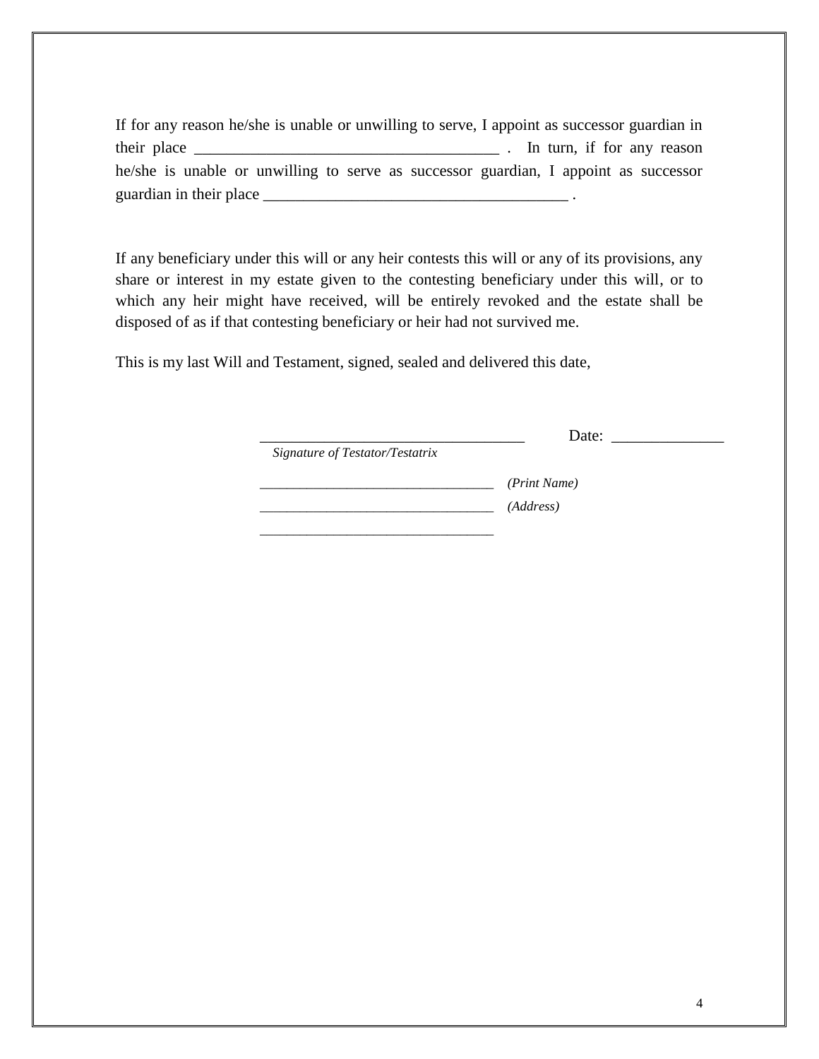If for any reason he/she is unable or unwilling to serve, I appoint as successor guardian in their place ______________________________________ . In turn, if for any reason he/she is unable or unwilling to serve as successor guardian, I appoint as successor guardian in their place _______________________________________ .

If any beneficiary under this will or any heir contests this will or any of its provisions, any share or interest in my estate given to the contesting beneficiary under this will, or to which any heir might have received, will be entirely revoked and the estate shall be disposed of as if that contesting beneficiary or heir had not survived me.

This is my last Will and Testament, signed, sealed and delivered this date,

__________________________________ Date: ______________

*Signature of Testator/Testatrix*

________________________________ *(Print Name)*

________________________________ *(Address)*

________________________________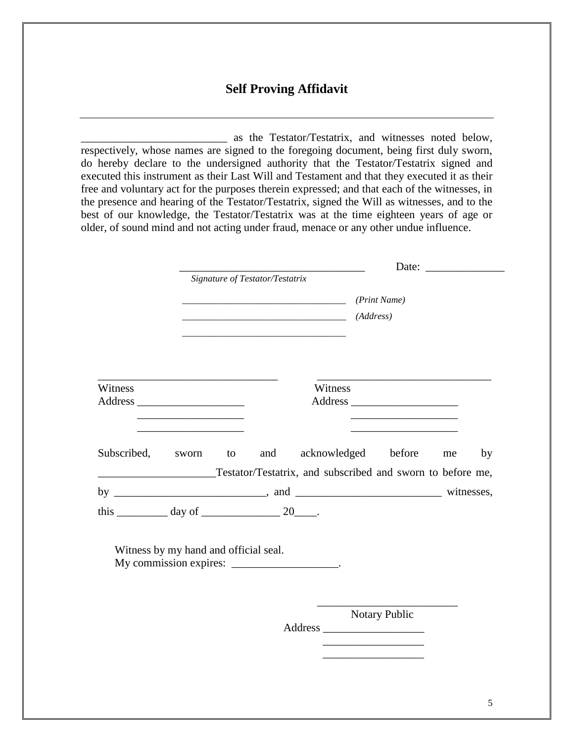# Self Proving Affidavit

__________________________ as the Testator/Testatrix, and witnesses noted below, respectively, whose names are signed to the foregoing document, being first duly sworn, do hereby declare to the undersigned authority that the Testator/Testatrix signed and executed this instrument as their Last Will and Testament and that they executed it as their free and voluntary act for the purposes therein expressed; and that each of the witnesses, in the presence and hearing of the Testator/Testatrix, signed the Will as witnesses, and to the best of our knowledge, the Testator/Testatrix was at the time eighteen years of age or older, of sound mind and not acting under fraud, menace or any other undue influence.

__________________________________ Date: ______________
*Signature of Testator/Testatrix*

_________________________________ *(Print Name)*

_________________________________ *(Address)*

_________________________________

________________________________
Witness
Address ___________________
___________________
___________________

________________________________
Witness
Address ___________________
___________________
___________________

Subscribed, sworn to and acknowledged before me by ____________________Testator/Testatrix, and subscribed and sworn to before me, by ___________________________, and __________________________ witnesses, this _________ day of ______________ 20____.

Witness by my hand and official seal.
My commission expires: ___________________.

_________________________
Notary Public
Address __________________
__________________
__________________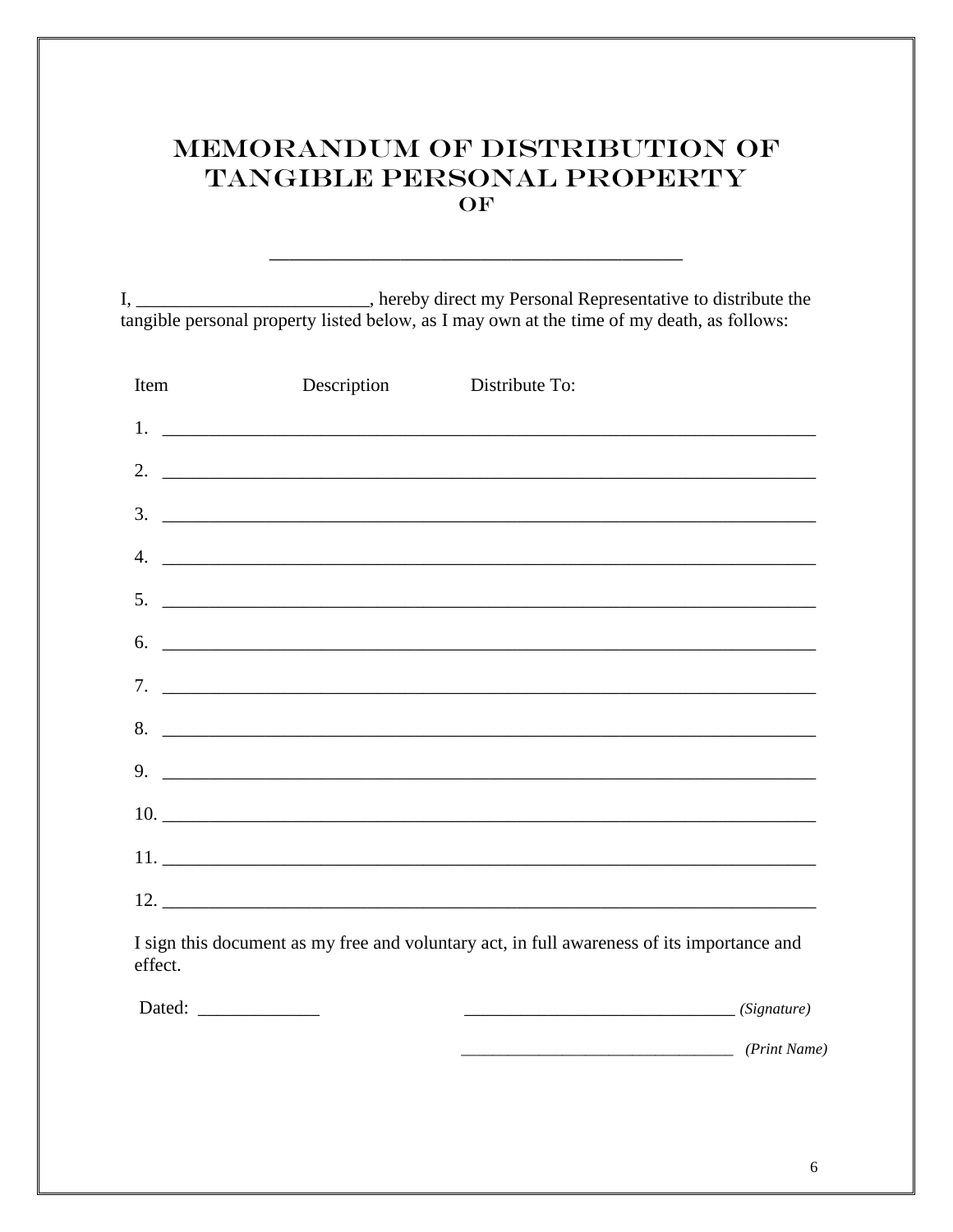# MEMORANDUM OF DISTRIBUTION OF TANGIBLE PERSONAL PROPERTY OF

\_\_\_\_\_\_\_\_\_\_\_\_\_\_\_\_\_\_\_\_\_\_\_\_\_\_\_\_\_\_\_\_\_\_\_\_\_\_\_\_

I, \_\_\_\_\_\_\_\_\_\_\_\_\_\_\_\_\_\_\_\_\_\_\_\_\_, hereby direct my Personal Representative to distribute the tangible personal property listed below, as I may own at the time of my death, as follows:

Item Description Distribute To:

1. \_\_\_\_\_\_\_\_\_\_\_\_\_\_\_\_\_\_\_\_\_\_\_\_\_\_\_\_\_\_\_\_\_\_\_\_\_\_\_\_\_\_\_\_\_\_\_\_\_\_\_\_\_\_\_\_\_\_\_\_\_\_\_\_\_\_\_\_
2. \_\_\_\_\_\_\_\_\_\_\_\_\_\_\_\_\_\_\_\_\_\_\_\_\_\_\_\_\_\_\_\_\_\_\_\_\_\_\_\_\_\_\_\_\_\_\_\_\_\_\_\_\_\_\_\_\_\_\_\_\_\_\_\_\_\_\_\_
3. \_\_\_\_\_\_\_\_\_\_\_\_\_\_\_\_\_\_\_\_\_\_\_\_\_\_\_\_\_\_\_\_\_\_\_\_\_\_\_\_\_\_\_\_\_\_\_\_\_\_\_\_\_\_\_\_\_\_\_\_\_\_\_\_\_\_\_\_
4. \_\_\_\_\_\_\_\_\_\_\_\_\_\_\_\_\_\_\_\_\_\_\_\_\_\_\_\_\_\_\_\_\_\_\_\_\_\_\_\_\_\_\_\_\_\_\_\_\_\_\_\_\_\_\_\_\_\_\_\_\_\_\_\_\_\_\_\_
5. \_\_\_\_\_\_\_\_\_\_\_\_\_\_\_\_\_\_\_\_\_\_\_\_\_\_\_\_\_\_\_\_\_\_\_\_\_\_\_\_\_\_\_\_\_\_\_\_\_\_\_\_\_\_\_\_\_\_\_\_\_\_\_\_\_\_\_\_
6. \_\_\_\_\_\_\_\_\_\_\_\_\_\_\_\_\_\_\_\_\_\_\_\_\_\_\_\_\_\_\_\_\_\_\_\_\_\_\_\_\_\_\_\_\_\_\_\_\_\_\_\_\_\_\_\_\_\_\_\_\_\_\_\_\_\_\_\_
7. \_\_\_\_\_\_\_\_\_\_\_\_\_\_\_\_\_\_\_\_\_\_\_\_\_\_\_\_\_\_\_\_\_\_\_\_\_\_\_\_\_\_\_\_\_\_\_\_\_\_\_\_\_\_\_\_\_\_\_\_\_\_\_\_\_\_\_\_
8. \_\_\_\_\_\_\_\_\_\_\_\_\_\_\_\_\_\_\_\_\_\_\_\_\_\_\_\_\_\_\_\_\_\_\_\_\_\_\_\_\_\_\_\_\_\_\_\_\_\_\_\_\_\_\_\_\_\_\_\_\_\_\_\_\_\_\_\_
9. \_\_\_\_\_\_\_\_\_\_\_\_\_\_\_\_\_\_\_\_\_\_\_\_\_\_\_\_\_\_\_\_\_\_\_\_\_\_\_\_\_\_\_\_\_\_\_\_\_\_\_\_\_\_\_\_\_\_\_\_\_\_\_\_\_\_\_\_
10. \_\_\_\_\_\_\_\_\_\_\_\_\_\_\_\_\_\_\_\_\_\_\_\_\_\_\_\_\_\_\_\_\_\_\_\_\_\_\_\_\_\_\_\_\_\_\_\_\_\_\_\_\_\_\_\_\_\_\_\_\_\_\_\_\_\_\_\_
11. \_\_\_\_\_\_\_\_\_\_\_\_\_\_\_\_\_\_\_\_\_\_\_\_\_\_\_\_\_\_\_\_\_\_\_\_\_\_\_\_\_\_\_\_\_\_\_\_\_\_\_\_\_\_\_\_\_\_\_\_\_\_\_\_\_\_\_\_
12. \_\_\_\_\_\_\_\_\_\_\_\_\_\_\_\_\_\_\_\_\_\_\_\_\_\_\_\_\_\_\_\_\_\_\_\_\_\_\_\_\_\_\_\_\_\_\_\_\_\_\_\_\_\_\_\_\_\_\_\_\_\_\_\_\_\_\_\_

I sign this document as my free and voluntary act, in full awareness of its importance and effect.

Dated: \_\_\_\_\_\_\_\_\_\_\_\_\_ \_\_\_\_\_\_\_\_\_\_\_\_\_\_\_\_\_\_\_\_\_\_\_\_\_\_\_\_\_\_ *(Signature)*

\_\_\_\_\_\_\_\_\_\_\_\_\_\_\_\_\_\_\_\_\_\_\_\_\_\_\_\_\_\_\_\_ *(Print Name)*